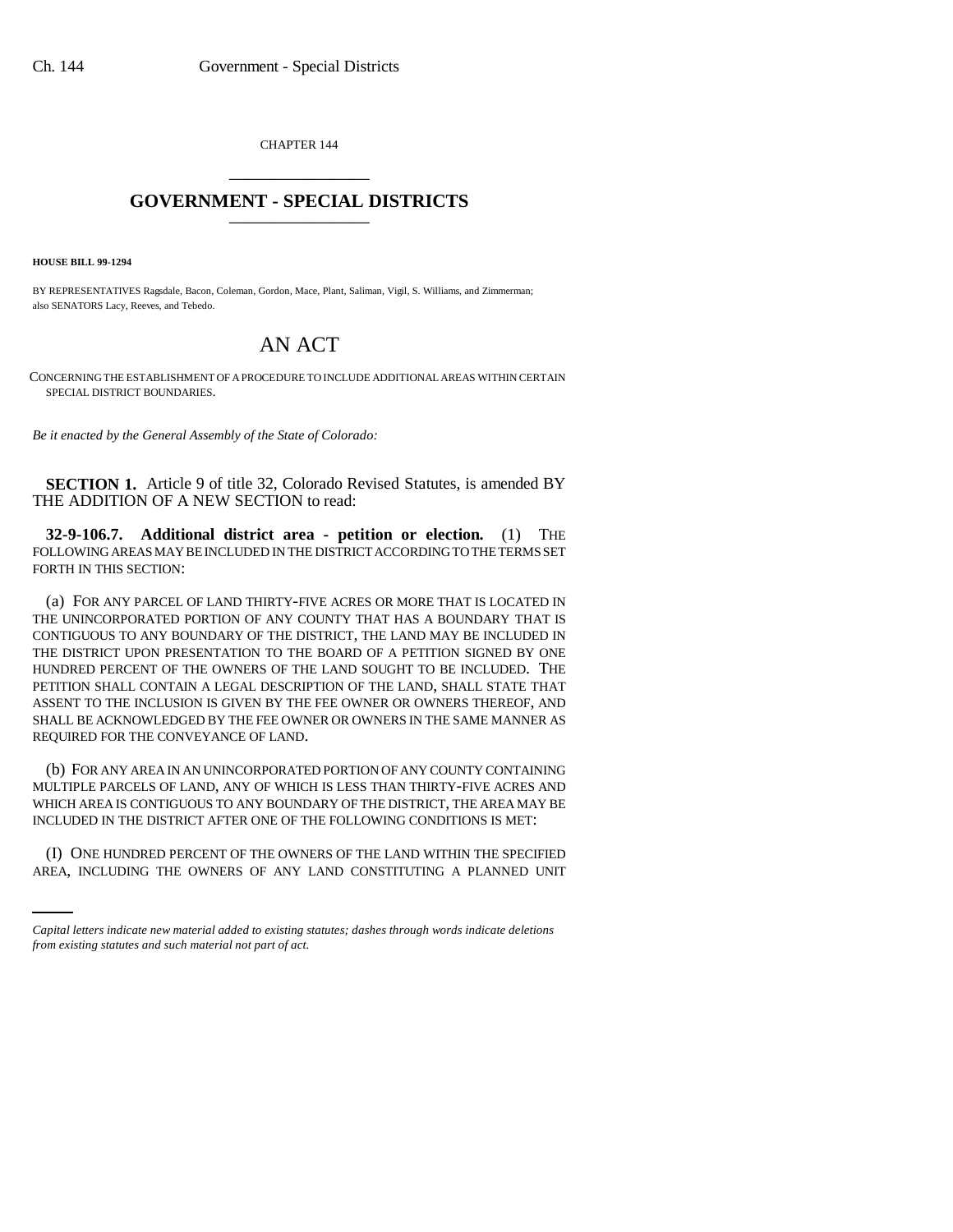CHAPTER 144

# GOVERNMENT - SPECIAL DISTRICTS

**HOUSE BILL 99-1294**

BY REPRESENTATIVES Ragsdale, Bacon, Coleman, Gordon, Mace, Plant, Saliman, Vigil, S. Williams, and Zimmerman; also SENATORS Lacy, Reeves, and Tebedo.

# AN ACT

CONCERNING THE ESTABLISHMENT OF A PROCEDURE TO INCLUDE ADDITIONAL AREAS WITHIN CERTAIN SPECIAL DISTRICT BOUNDARIES.

*Be it enacted by the General Assembly of the State of Colorado:*

**SECTION 1.** Article 9 of title 32, Colorado Revised Statutes, is amended BY THE ADDITION OF A NEW SECTION to read:

**32-9-106.7. Additional district area - petition or election.** (1) THE FOLLOWING AREAS MAY BE INCLUDED IN THE DISTRICT ACCORDING TO THE TERMS SET FORTH IN THIS SECTION:

(a) FOR ANY PARCEL OF LAND THIRTY-FIVE ACRES OR MORE THAT IS LOCATED IN THE UNINCORPORATED PORTION OF ANY COUNTY THAT HAS A BOUNDARY THAT IS CONTIGUOUS TO ANY BOUNDARY OF THE DISTRICT, THE LAND MAY BE INCLUDED IN THE DISTRICT UPON PRESENTATION TO THE BOARD OF A PETITION SIGNED BY ONE HUNDRED PERCENT OF THE OWNERS OF THE LAND SOUGHT TO BE INCLUDED. THE PETITION SHALL CONTAIN A LEGAL DESCRIPTION OF THE LAND, SHALL STATE THAT ASSENT TO THE INCLUSION IS GIVEN BY THE FEE OWNER OR OWNERS THEREOF, AND SHALL BE ACKNOWLEDGED BY THE FEE OWNER OR OWNERS IN THE SAME MANNER AS REQUIRED FOR THE CONVEYANCE OF LAND.

(b) FOR ANY AREA IN AN UNINCORPORATED PORTION OF ANY COUNTY CONTAINING MULTIPLE PARCELS OF LAND, ANY OF WHICH IS LESS THAN THIRTY-FIVE ACRES AND WHICH AREA IS CONTIGUOUS TO ANY BOUNDARY OF THE DISTRICT, THE AREA MAY BE INCLUDED IN THE DISTRICT AFTER ONE OF THE FOLLOWING CONDITIONS IS MET:

(I) ONE HUNDRED PERCENT OF THE OWNERS OF THE LAND WITHIN THE SPECIFIED AREA, INCLUDING THE OWNERS OF ANY LAND CONSTITUTING A PLANNED UNIT

*Capital letters indicate new material added to existing statutes; dashes through words indicate deletions from existing statutes and such material not part of act.*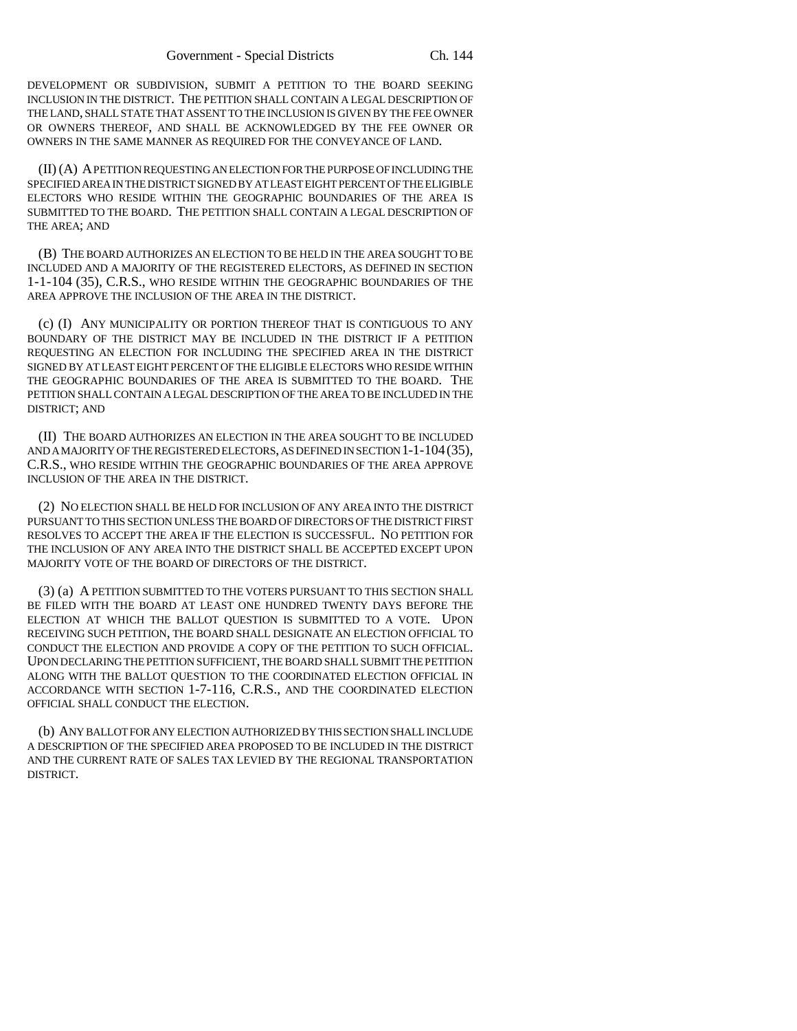DEVELOPMENT OR SUBDIVISION, SUBMIT A PETITION TO THE BOARD SEEKING INCLUSION IN THE DISTRICT. THE PETITION SHALL CONTAIN A LEGAL DESCRIPTION OF THE LAND, SHALL STATE THAT ASSENT TO THE INCLUSION IS GIVEN BY THE FEE OWNER OR OWNERS THEREOF, AND SHALL BE ACKNOWLEDGED BY THE FEE OWNER OR OWNERS IN THE SAME MANNER AS REQUIRED FOR THE CONVEYANCE OF LAND.

(II) (A) A PETITION REQUESTING AN ELECTION FOR THE PURPOSE OF INCLUDING THE SPECIFIED AREA IN THE DISTRICT SIGNED BY AT LEAST EIGHT PERCENT OF THE ELIGIBLE ELECTORS WHO RESIDE WITHIN THE GEOGRAPHIC BOUNDARIES OF THE AREA IS SUBMITTED TO THE BOARD. THE PETITION SHALL CONTAIN A LEGAL DESCRIPTION OF THE AREA; AND

(B) THE BOARD AUTHORIZES AN ELECTION TO BE HELD IN THE AREA SOUGHT TO BE INCLUDED AND A MAJORITY OF THE REGISTERED ELECTORS, AS DEFINED IN SECTION 1-1-104 (35), C.R.S., WHO RESIDE WITHIN THE GEOGRAPHIC BOUNDARIES OF THE AREA APPROVE THE INCLUSION OF THE AREA IN THE DISTRICT.

(c) (I) ANY MUNICIPALITY OR PORTION THEREOF THAT IS CONTIGUOUS TO ANY BOUNDARY OF THE DISTRICT MAY BE INCLUDED IN THE DISTRICT IF A PETITION REQUESTING AN ELECTION FOR INCLUDING THE SPECIFIED AREA IN THE DISTRICT SIGNED BY AT LEAST EIGHT PERCENT OF THE ELIGIBLE ELECTORS WHO RESIDE WITHIN THE GEOGRAPHIC BOUNDARIES OF THE AREA IS SUBMITTED TO THE BOARD. THE PETITION SHALL CONTAIN A LEGAL DESCRIPTION OF THE AREA TO BE INCLUDED IN THE DISTRICT; AND

(II) THE BOARD AUTHORIZES AN ELECTION IN THE AREA SOUGHT TO BE INCLUDED AND A MAJORITY OF THE REGISTERED ELECTORS, AS DEFINED IN SECTION 1-1-104 (35), C.R.S., WHO RESIDE WITHIN THE GEOGRAPHIC BOUNDARIES OF THE AREA APPROVE INCLUSION OF THE AREA IN THE DISTRICT.

(2) NO ELECTION SHALL BE HELD FOR INCLUSION OF ANY AREA INTO THE DISTRICT PURSUANT TO THIS SECTION UNLESS THE BOARD OF DIRECTORS OF THE DISTRICT FIRST RESOLVES TO ACCEPT THE AREA IF THE ELECTION IS SUCCESSFUL. NO PETITION FOR THE INCLUSION OF ANY AREA INTO THE DISTRICT SHALL BE ACCEPTED EXCEPT UPON MAJORITY VOTE OF THE BOARD OF DIRECTORS OF THE DISTRICT.

(3) (a) A PETITION SUBMITTED TO THE VOTERS PURSUANT TO THIS SECTION SHALL BE FILED WITH THE BOARD AT LEAST ONE HUNDRED TWENTY DAYS BEFORE THE ELECTION AT WHICH THE BALLOT QUESTION IS SUBMITTED TO A VOTE. UPON RECEIVING SUCH PETITION, THE BOARD SHALL DESIGNATE AN ELECTION OFFICIAL TO CONDUCT THE ELECTION AND PROVIDE A COPY OF THE PETITION TO SUCH OFFICIAL. UPON DECLARING THE PETITION SUFFICIENT, THE BOARD SHALL SUBMIT THE PETITION ALONG WITH THE BALLOT QUESTION TO THE COORDINATED ELECTION OFFICIAL IN ACCORDANCE WITH SECTION 1-7-116, C.R.S., AND THE COORDINATED ELECTION OFFICIAL SHALL CONDUCT THE ELECTION.

(b) ANY BALLOT FOR ANY ELECTION AUTHORIZED BY THIS SECTION SHALL INCLUDE A DESCRIPTION OF THE SPECIFIED AREA PROPOSED TO BE INCLUDED IN THE DISTRICT AND THE CURRENT RATE OF SALES TAX LEVIED BY THE REGIONAL TRANSPORTATION DISTRICT.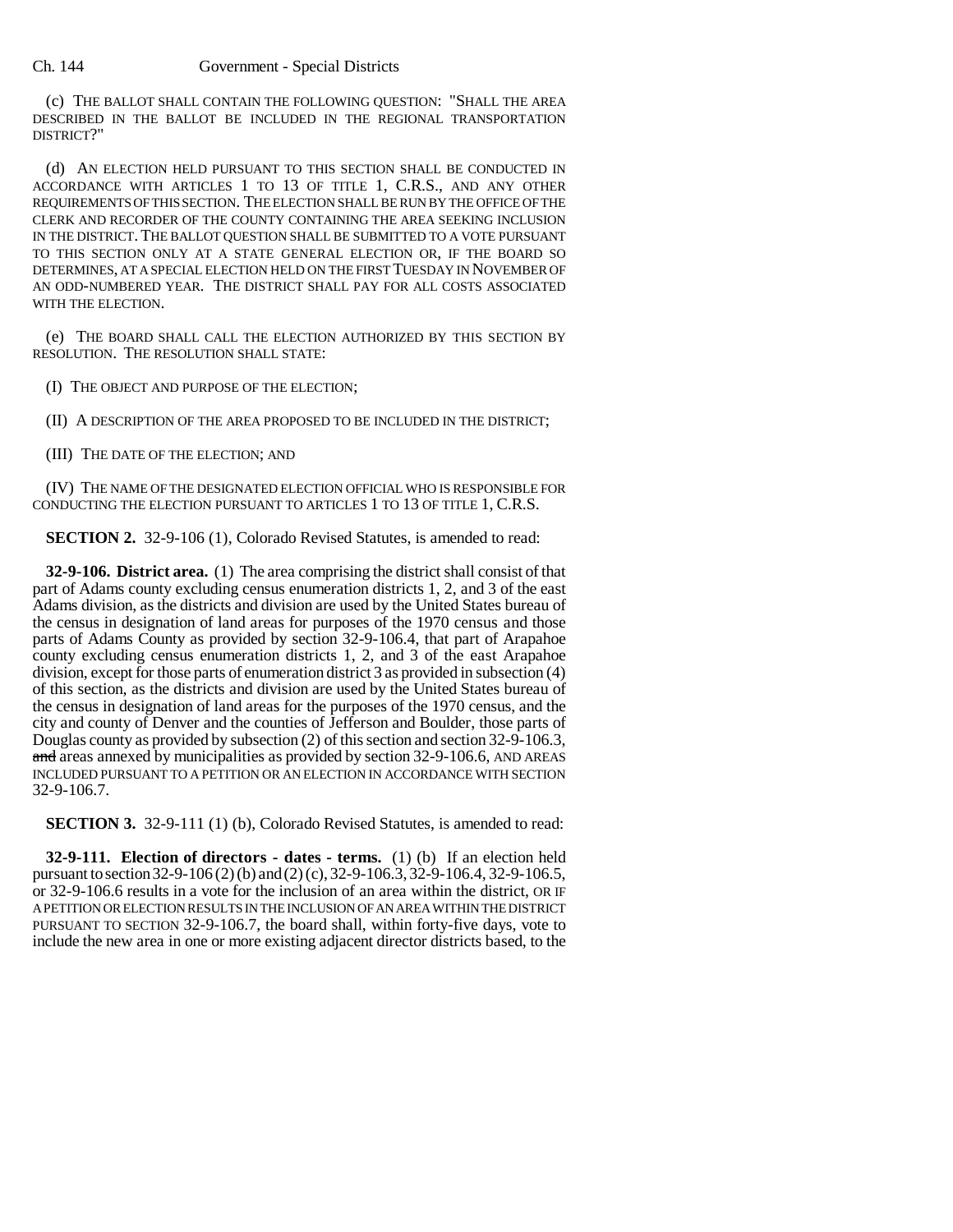(c) THE BALLOT SHALL CONTAIN THE FOLLOWING QUESTION: "SHALL THE AREA DESCRIBED IN THE BALLOT BE INCLUDED IN THE REGIONAL TRANSPORTATION DISTRICT?"

(d) AN ELECTION HELD PURSUANT TO THIS SECTION SHALL BE CONDUCTED IN ACCORDANCE WITH ARTICLES 1 TO 13 OF TITLE 1, C.R.S., AND ANY OTHER REQUIREMENTS OF THIS SECTION. THE ELECTION SHALL BE RUN BY THE OFFICE OF THE CLERK AND RECORDER OF THE COUNTY CONTAINING THE AREA SEEKING INCLUSION IN THE DISTRICT. THE BALLOT QUESTION SHALL BE SUBMITTED TO A VOTE PURSUANT TO THIS SECTION ONLY AT A STATE GENERAL ELECTION OR, IF THE BOARD SO DETERMINES, AT A SPECIAL ELECTION HELD ON THE FIRST TUESDAY IN NOVEMBER OF AN ODD-NUMBERED YEAR. THE DISTRICT SHALL PAY FOR ALL COSTS ASSOCIATED WITH THE ELECTION.

(e) THE BOARD SHALL CALL THE ELECTION AUTHORIZED BY THIS SECTION BY RESOLUTION. THE RESOLUTION SHALL STATE:

(I) THE OBJECT AND PURPOSE OF THE ELECTION;

(II) A DESCRIPTION OF THE AREA PROPOSED TO BE INCLUDED IN THE DISTRICT;

(III) THE DATE OF THE ELECTION; AND

(IV) THE NAME OF THE DESIGNATED ELECTION OFFICIAL WHO IS RESPONSIBLE FOR CONDUCTING THE ELECTION PURSUANT TO ARTICLES 1 TO 13 OF TITLE 1, C.R.S.

**SECTION 2.** 32-9-106 (1), Colorado Revised Statutes, is amended to read:

**32-9-106. District area.** (1) The area comprising the district shall consist of that part of Adams county excluding census enumeration districts 1, 2, and 3 of the east Adams division, as the districts and division are used by the United States bureau of the census in designation of land areas for purposes of the 1970 census and those parts of Adams County as provided by section 32-9-106.4, that part of Arapahoe county excluding census enumeration districts 1, 2, and 3 of the east Arapahoe division, except for those parts of enumeration district 3 as provided in subsection (4) of this section, as the districts and division are used by the United States bureau of the census in designation of land areas for the purposes of the 1970 census, and the city and county of Denver and the counties of Jefferson and Boulder, those parts of Douglas county as provided by subsection (2) of this section and section 32-9-106.3, ~~and~~ areas annexed by municipalities as provided by section 32-9-106.6, AND AREAS INCLUDED PURSUANT TO A PETITION OR AN ELECTION IN ACCORDANCE WITH SECTION 32-9-106.7.

**SECTION 3.** 32-9-111 (1) (b), Colorado Revised Statutes, is amended to read:

**32-9-111. Election of directors - dates - terms.** (1) (b) If an election held pursuant to section 32-9-106 (2) (b) and (2) (c), 32-9-106.3, 32-9-106.4, 32-9-106.5, or 32-9-106.6 results in a vote for the inclusion of an area within the district, OR IF A PETITION OR ELECTION RESULTS IN THE INCLUSION OF AN AREA WITHIN THE DISTRICT PURSUANT TO SECTION 32-9-106.7, the board shall, within forty-five days, vote to include the new area in one or more existing adjacent director districts based, to the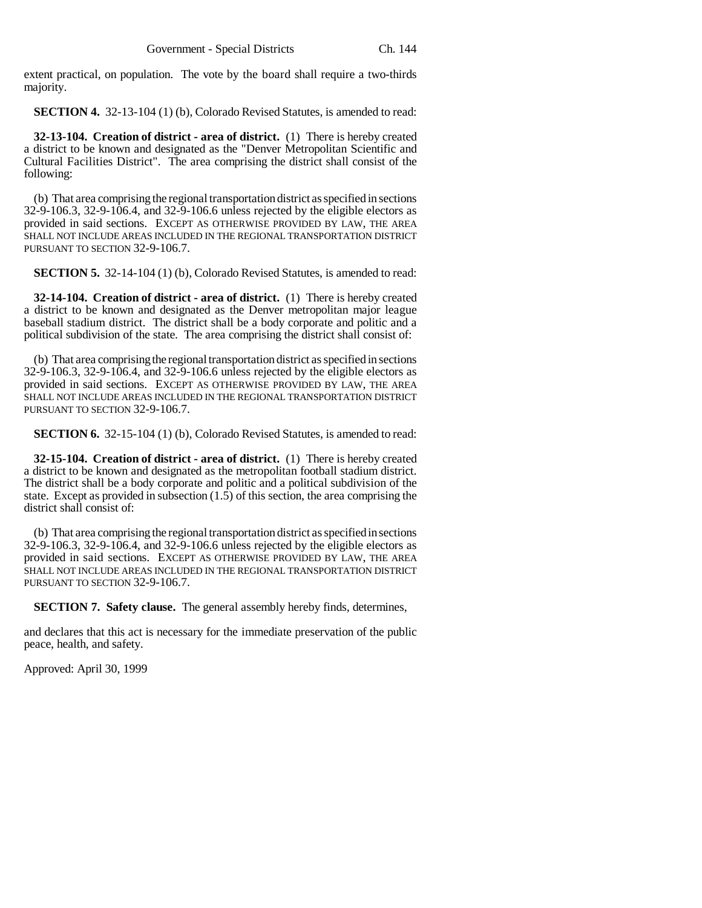extent practical, on population. The vote by the board shall require a two-thirds majority.

**SECTION 4.** 32-13-104 (1) (b), Colorado Revised Statutes, is amended to read:

**32-13-104. Creation of district - area of district.** (1) There is hereby created a district to be known and designated as the "Denver Metropolitan Scientific and Cultural Facilities District". The area comprising the district shall consist of the following:

(b) That area comprising the regional transportation district as specified in sections 32-9-106.3, 32-9-106.4, and 32-9-106.6 unless rejected by the eligible electors as provided in said sections. EXCEPT AS OTHERWISE PROVIDED BY LAW, THE AREA SHALL NOT INCLUDE AREAS INCLUDED IN THE REGIONAL TRANSPORTATION DISTRICT PURSUANT TO SECTION 32-9-106.7.

**SECTION 5.** 32-14-104 (1) (b), Colorado Revised Statutes, is amended to read:

**32-14-104. Creation of district - area of district.** (1) There is hereby created a district to be known and designated as the Denver metropolitan major league baseball stadium district. The district shall be a body corporate and politic and a political subdivision of the state. The area comprising the district shall consist of:

(b) That area comprising the regional transportation district as specified in sections 32-9-106.3, 32-9-106.4, and 32-9-106.6 unless rejected by the eligible electors as provided in said sections. EXCEPT AS OTHERWISE PROVIDED BY LAW, THE AREA SHALL NOT INCLUDE AREAS INCLUDED IN THE REGIONAL TRANSPORTATION DISTRICT PURSUANT TO SECTION 32-9-106.7.

**SECTION 6.** 32-15-104 (1) (b), Colorado Revised Statutes, is amended to read:

**32-15-104. Creation of district - area of district.** (1) There is hereby created a district to be known and designated as the metropolitan football stadium district. The district shall be a body corporate and politic and a political subdivision of the state. Except as provided in subsection (1.5) of this section, the area comprising the district shall consist of:

(b) That area comprising the regional transportation district as specified in sections 32-9-106.3, 32-9-106.4, and 32-9-106.6 unless rejected by the eligible electors as provided in said sections. EXCEPT AS OTHERWISE PROVIDED BY LAW, THE AREA SHALL NOT INCLUDE AREAS INCLUDED IN THE REGIONAL TRANSPORTATION DISTRICT PURSUANT TO SECTION 32-9-106.7.

**SECTION 7. Safety clause.** The general assembly hereby finds, determines, and declares that this act is necessary for the immediate preservation of the public peace, health, and safety.

Approved: April 30, 1999